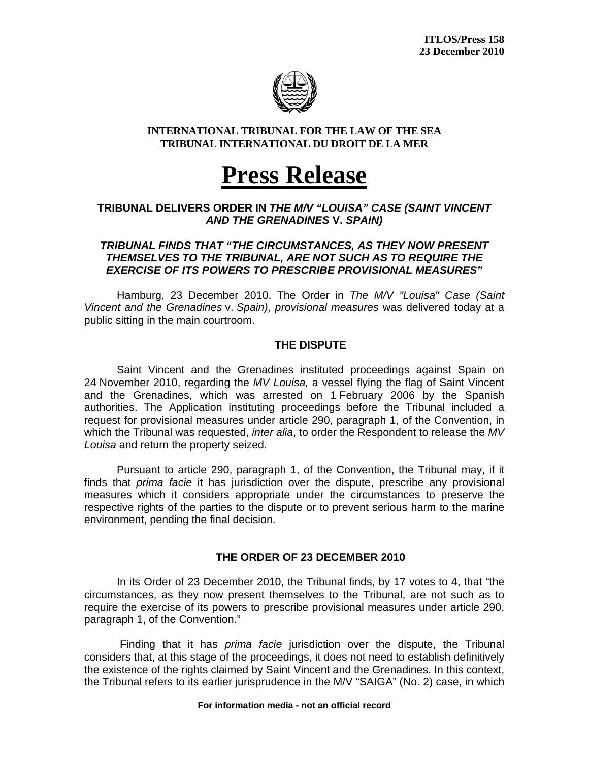**ITLOS/Press 158**
**23 December 2010**

**INTERNATIONAL TRIBUNAL FOR THE LAW OF THE SEA**
**TRIBUNAL INTERNATIONAL DU DROIT DE LA MER**

# Press Release

## TRIBUNAL DELIVERS ORDER IN *THE M/V "LOUISA" CASE (SAINT VINCENT AND THE GRENADINES* v. *SPAIN)*

### *TRIBUNAL FINDS THAT "THE CIRCUMSTANCES, AS THEY NOW PRESENT THEMSELVES TO THE TRIBUNAL, ARE NOT SUCH AS TO REQUIRE THE EXERCISE OF ITS POWERS TO PRESCRIBE PROVISIONAL MEASURES"*

Hamburg, 23 December 2010. The Order in *The M/V "Louisa" Case (Saint Vincent and the Grenadines* v. *Spain), provisional measures* was delivered today at a public sitting in the main courtroom.

### THE DISPUTE

Saint Vincent and the Grenadines instituted proceedings against Spain on 24 November 2010, regarding the *MV Louisa,* a vessel flying the flag of Saint Vincent and the Grenadines, which was arrested on 1 February 2006 by the Spanish authorities. The Application instituting proceedings before the Tribunal included a request for provisional measures under article 290, paragraph 1, of the Convention, in which the Tribunal was requested, *inter alia*, to order the Respondent to release the *MV Louisa* and return the property seized.

Pursuant to article 290, paragraph 1, of the Convention, the Tribunal may, if it finds that *prima facie* it has jurisdiction over the dispute, prescribe any provisional measures which it considers appropriate under the circumstances to preserve the respective rights of the parties to the dispute or to prevent serious harm to the marine environment, pending the final decision.

### THE ORDER OF 23 DECEMBER 2010

In its Order of 23 December 2010, the Tribunal finds, by 17 votes to 4, that "the circumstances, as they now present themselves to the Tribunal, are not such as to require the exercise of its powers to prescribe provisional measures under article 290, paragraph 1, of the Convention."

Finding that it has *prima facie* jurisdiction over the dispute, the Tribunal considers that, at this stage of the proceedings, it does not need to establish definitively the existence of the rights claimed by Saint Vincent and the Grenadines. In this context, the Tribunal refers to its earlier jurisprudence in the M/V "SAIGA" (No. 2) case, in which

**For information media - not an official record**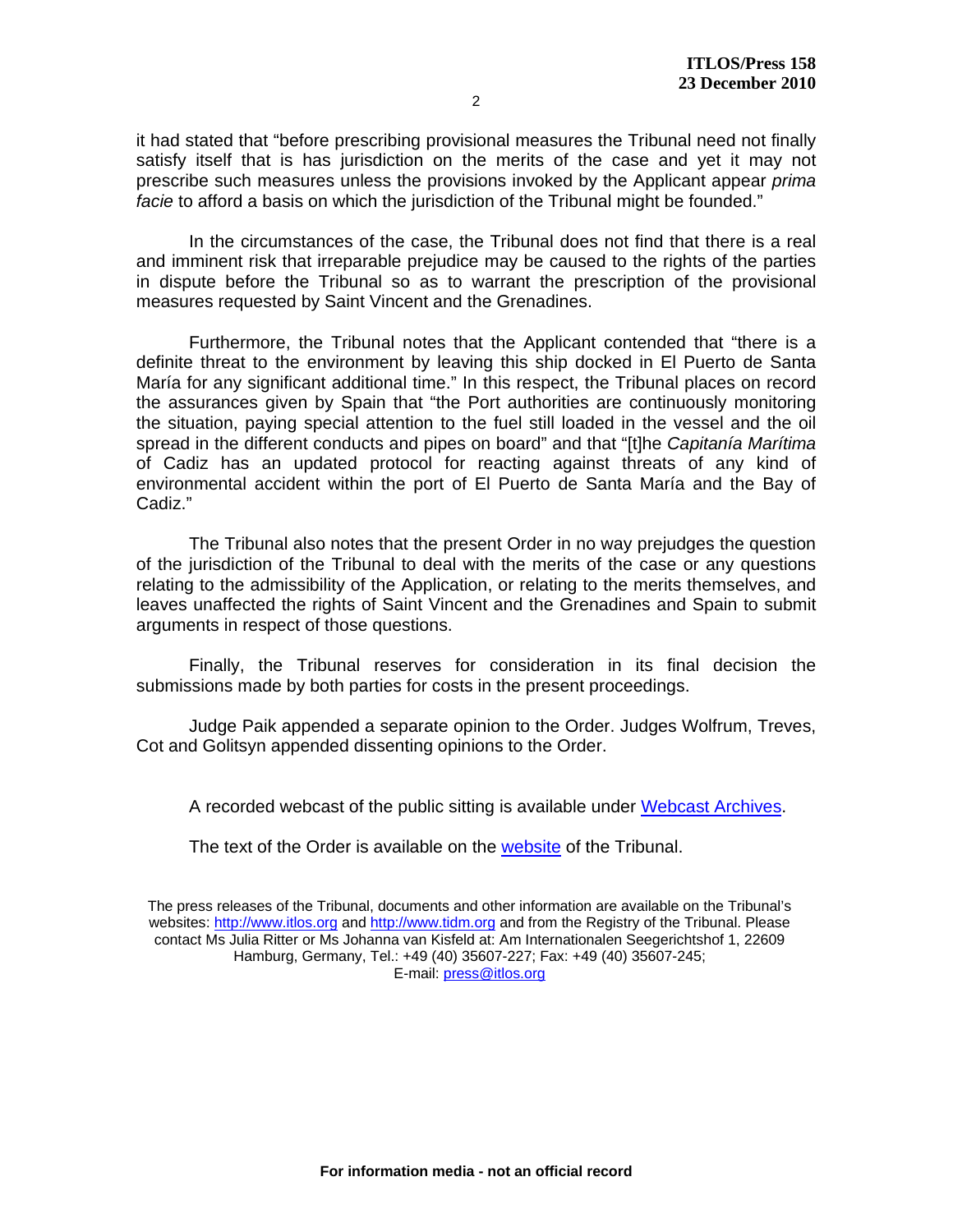it had stated that "before prescribing provisional measures the Tribunal need not finally satisfy itself that is has jurisdiction on the merits of the case and yet it may not prescribe such measures unless the provisions invoked by the Applicant appear *prima facie* to afford a basis on which the jurisdiction of the Tribunal might be founded."

In the circumstances of the case, the Tribunal does not find that there is a real and imminent risk that irreparable prejudice may be caused to the rights of the parties in dispute before the Tribunal so as to warrant the prescription of the provisional measures requested by Saint Vincent and the Grenadines.

Furthermore, the Tribunal notes that the Applicant contended that "there is a definite threat to the environment by leaving this ship docked in El Puerto de Santa María for any significant additional time." In this respect, the Tribunal places on record the assurances given by Spain that "the Port authorities are continuously monitoring the situation, paying special attention to the fuel still loaded in the vessel and the oil spread in the different conducts and pipes on board" and that "[t]he *Capitanía Marítima* of Cadiz has an updated protocol for reacting against threats of any kind of environmental accident within the port of El Puerto de Santa María and the Bay of Cadiz."

The Tribunal also notes that the present Order in no way prejudges the question of the jurisdiction of the Tribunal to deal with the merits of the case or any questions relating to the admissibility of the Application, or relating to the merits themselves, and leaves unaffected the rights of Saint Vincent and the Grenadines and Spain to submit arguments in respect of those questions.

Finally, the Tribunal reserves for consideration in its final decision the submissions made by both parties for costs in the present proceedings.

Judge Paik appended a separate opinion to the Order. Judges Wolfrum, Treves, Cot and Golitsyn appended dissenting opinions to the Order.

A recorded webcast of the public sitting is available under Webcast Archives.

The text of the Order is available on the website of the Tribunal.

The press releases of the Tribunal, documents and other information are available on the Tribunal's websites: http://www.itlos.org and http://www.tidm.org and from the Registry of the Tribunal. Please contact Ms Julia Ritter or Ms Johanna van Kisfeld at: Am Internationalen Seegerichtshof 1, 22609 Hamburg, Germany, Tel.: +49 (40) 35607-227; Fax: +49 (40) 35607-245; E-mail: press@itlos.org

**For information media - not an official record**